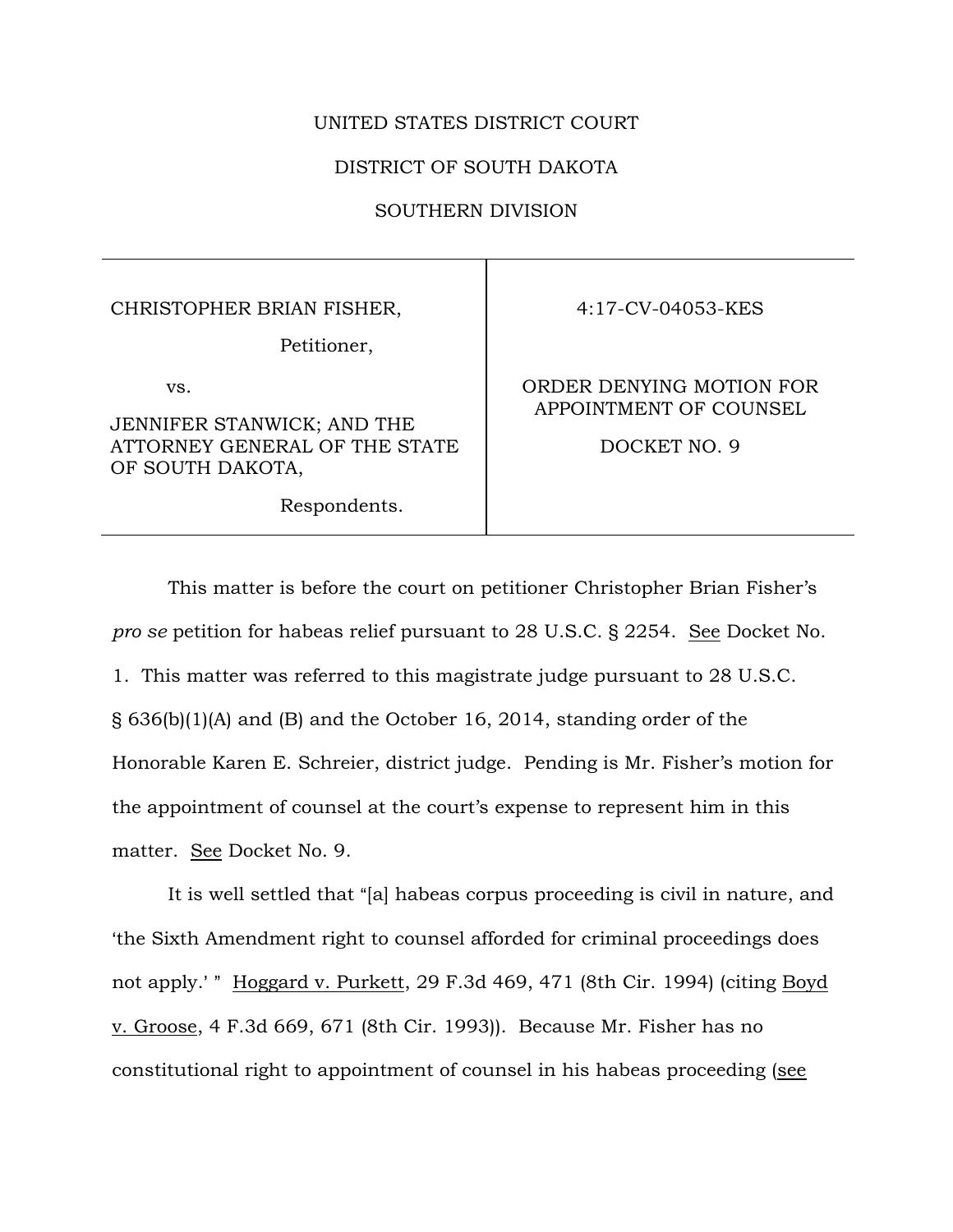UNITED STATES DISTRICT COURT

DISTRICT OF SOUTH DAKOTA

SOUTHERN DIVISION

| | |
|---|---|
| CHRISTOPHER BRIAN FISHER,<br><br>Petitioner,<br><br>vs.<br><br>JENNIFER STANWICK; AND THE ATTORNEY GENERAL OF THE STATE OF SOUTH DAKOTA,<br><br>Respondents. | 4:17-CV-04053-KES<br><br>ORDER DENYING MOTION FOR APPOINTMENT OF COUNSEL<br><br>DOCKET NO. 9 |

This matter is before the court on petitioner Christopher Brian Fisher's *pro se* petition for habeas relief pursuant to 28 U.S.C. § 2254. See Docket No. 1. This matter was referred to this magistrate judge pursuant to 28 U.S.C. § 636(b)(1)(A) and (B) and the October 16, 2014, standing order of the Honorable Karen E. Schreier, district judge. Pending is Mr. Fisher's motion for the appointment of counsel at the court's expense to represent him in this matter. See Docket No. 9.

It is well settled that "[a] habeas corpus proceeding is civil in nature, and 'the Sixth Amendment right to counsel afforded for criminal proceedings does not apply.' " Hoggard v. Purkett, 29 F.3d 469, 471 (8th Cir. 1994) (citing Boyd v. Groose, 4 F.3d 669, 671 (8th Cir. 1993)). Because Mr. Fisher has no constitutional right to appointment of counsel in his habeas proceeding (see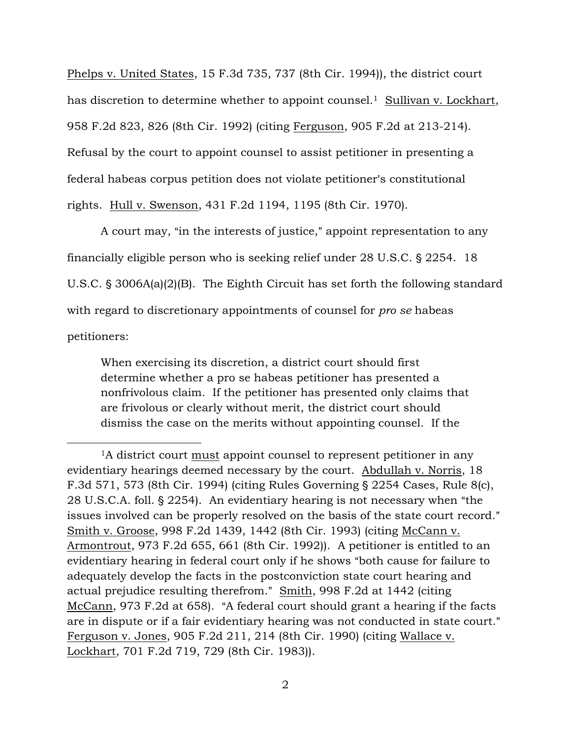Phelps v. United States, 15 F.3d 735, 737 (8th Cir. 1994)), the district court has discretion to determine whether to appoint counsel.[1] Sullivan v. Lockhart, 958 F.2d 823, 826 (8th Cir. 1992) (citing Ferguson, 905 F.2d at 213-214). Refusal by the court to appoint counsel to assist petitioner in presenting a federal habeas corpus petition does not violate petitioner's constitutional rights. Hull v. Swenson, 431 F.2d 1194, 1195 (8th Cir. 1970).

A court may, "in the interests of justice," appoint representation to any financially eligible person who is seeking relief under 28 U.S.C. § 2254. 18 U.S.C. § 3006A(a)(2)(B). The Eighth Circuit has set forth the following standard with regard to discretionary appointments of counsel for *pro se* habeas petitioners:

> When exercising its discretion, a district court should first determine whether a pro se habeas petitioner has presented a nonfrivolous claim. If the petitioner has presented only claims that are frivolous or clearly without merit, the district court should dismiss the case on the merits without appointing counsel. If the

[1] A district court must appoint counsel to represent petitioner in any evidentiary hearings deemed necessary by the court. Abdullah v. Norris, 18 F.3d 571, 573 (8th Cir. 1994) (citing Rules Governing § 2254 Cases, Rule 8(c), 28 U.S.C.A. foll. § 2254). An evidentiary hearing is not necessary when "the issues involved can be properly resolved on the basis of the state court record." Smith v. Groose, 998 F.2d 1439, 1442 (8th Cir. 1993) (citing McCann v. Armontrout, 973 F.2d 655, 661 (8th Cir. 1992)). A petitioner is entitled to an evidentiary hearing in federal court only if he shows "both cause for failure to adequately develop the facts in the postconviction state court hearing and actual prejudice resulting therefrom." Smith, 998 F.2d at 1442 (citing McCann, 973 F.2d at 658). "A federal court should grant a hearing if the facts are in dispute or if a fair evidentiary hearing was not conducted in state court." Ferguson v. Jones, 905 F.2d 211, 214 (8th Cir. 1990) (citing Wallace v. Lockhart, 701 F.2d 719, 729 (8th Cir. 1983)).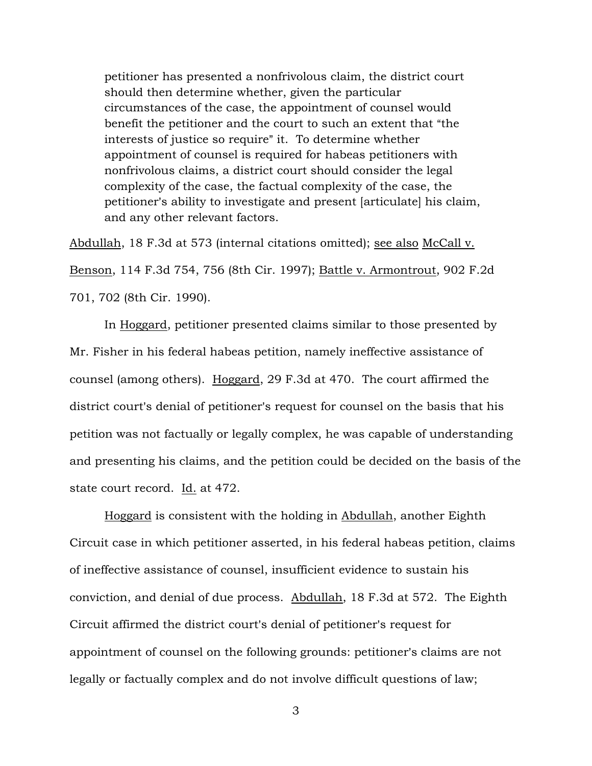> petitioner has presented a nonfrivolous claim, the district court should then determine whether, given the particular circumstances of the case, the appointment of counsel would benefit the petitioner and the court to such an extent that "the interests of justice so require" it. To determine whether appointment of counsel is required for habeas petitioners with nonfrivolous claims, a district court should consider the legal complexity of the case, the factual complexity of the case, the petitioner's ability to investigate and present [articulate] his claim, and any other relevant factors.

Abdullah, 18 F.3d at 573 (internal citations omitted); see also McCall v. Benson, 114 F.3d 754, 756 (8th Cir. 1997); Battle v. Armontrout, 902 F.2d 701, 702 (8th Cir. 1990).

In Hoggard, petitioner presented claims similar to those presented by Mr. Fisher in his federal habeas petition, namely ineffective assistance of counsel (among others). Hoggard, 29 F.3d at 470. The court affirmed the district court's denial of petitioner's request for counsel on the basis that his petition was not factually or legally complex, he was capable of understanding and presenting his claims, and the petition could be decided on the basis of the state court record. Id. at 472.

Hoggard is consistent with the holding in Abdullah, another Eighth Circuit case in which petitioner asserted, in his federal habeas petition, claims of ineffective assistance of counsel, insufficient evidence to sustain his conviction, and denial of due process. Abdullah, 18 F.3d at 572. The Eighth Circuit affirmed the district court's denial of petitioner's request for appointment of counsel on the following grounds: petitioner's claims are not legally or factually complex and do not involve difficult questions of law;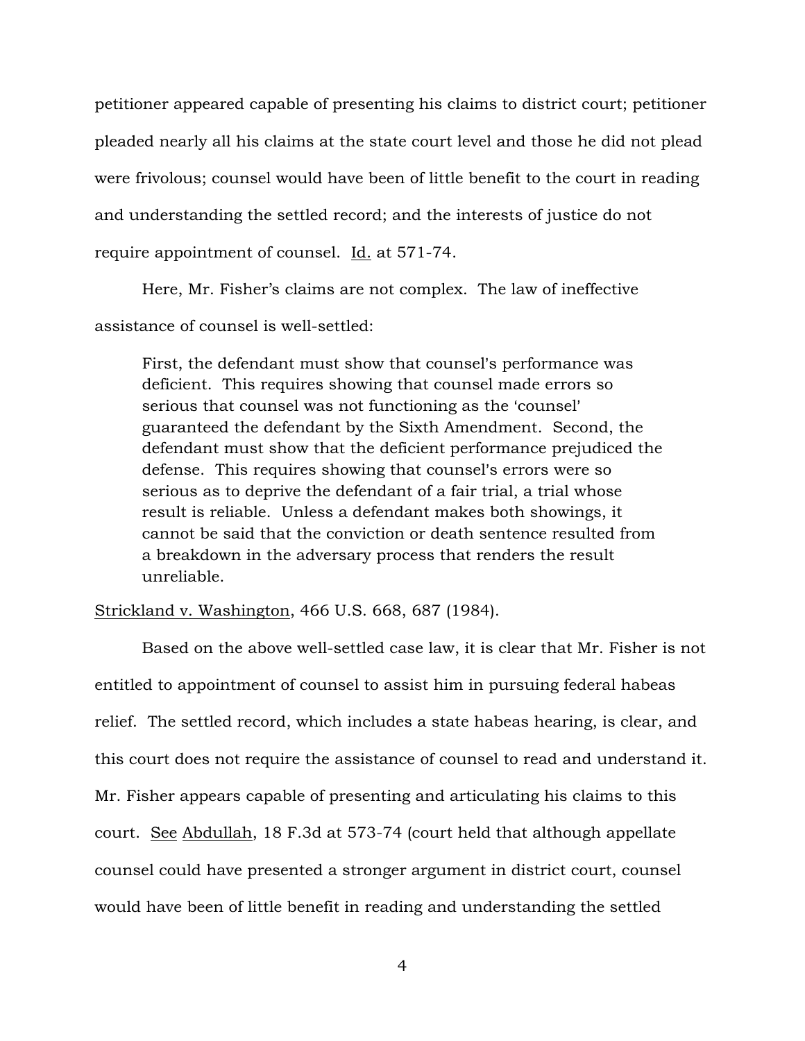petitioner appeared capable of presenting his claims to district court; petitioner pleaded nearly all his claims at the state court level and those he did not plead were frivolous; counsel would have been of little benefit to the court in reading and understanding the settled record; and the interests of justice do not require appointment of counsel. Id. at 571-74.

Here, Mr. Fisher's claims are not complex. The law of ineffective assistance of counsel is well-settled:

> First, the defendant must show that counsel's performance was deficient. This requires showing that counsel made errors so serious that counsel was not functioning as the 'counsel' guaranteed the defendant by the Sixth Amendment. Second, the defendant must show that the deficient performance prejudiced the defense. This requires showing that counsel's errors were so serious as to deprive the defendant of a fair trial, a trial whose result is reliable. Unless a defendant makes both showings, it cannot be said that the conviction or death sentence resulted from a breakdown in the adversary process that renders the result unreliable.

Strickland v. Washington, 466 U.S. 668, 687 (1984).

Based on the above well-settled case law, it is clear that Mr. Fisher is not entitled to appointment of counsel to assist him in pursuing federal habeas relief. The settled record, which includes a state habeas hearing, is clear, and this court does not require the assistance of counsel to read and understand it. Mr. Fisher appears capable of presenting and articulating his claims to this court. See Abdullah, 18 F.3d at 573-74 (court held that although appellate counsel could have presented a stronger argument in district court, counsel would have been of little benefit in reading and understanding the settled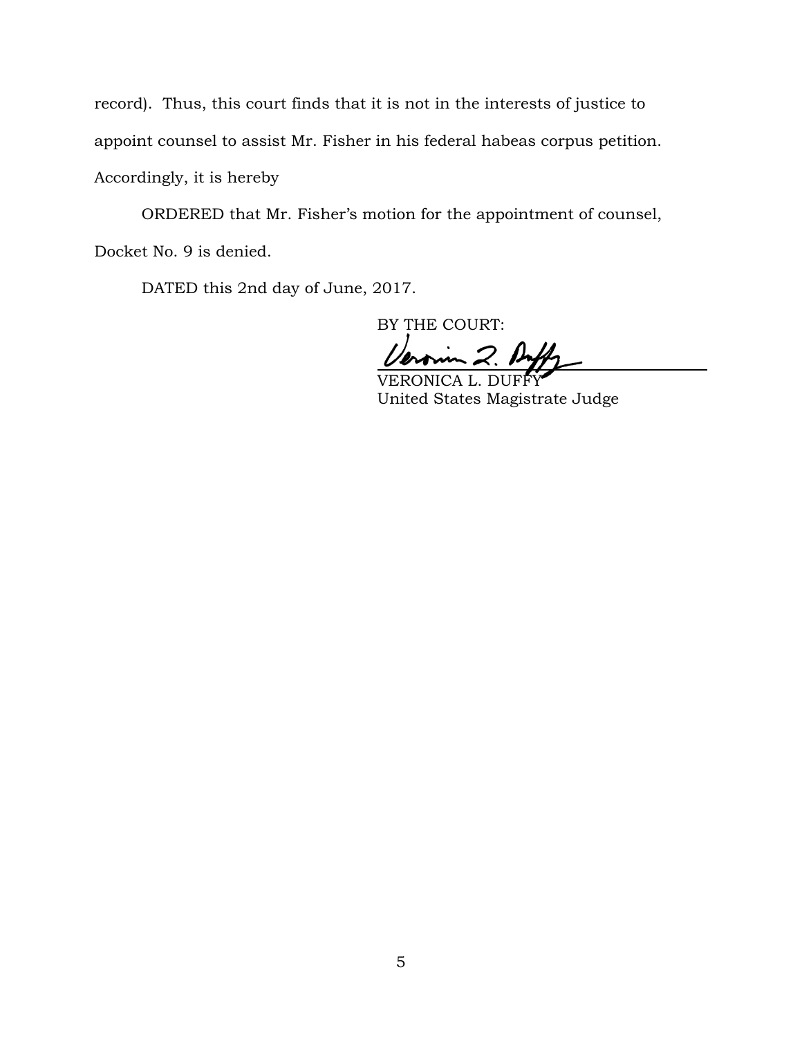record). Thus, this court finds that it is not in the interests of justice to appoint counsel to assist Mr. Fisher in his federal habeas corpus petition. Accordingly, it is hereby

ORDERED that Mr. Fisher's motion for the appointment of counsel, Docket No. 9 is denied.

DATED this 2nd day of June, 2017.

BY THE COURT:

VERONICA L. DUFFY
United States Magistrate Judge